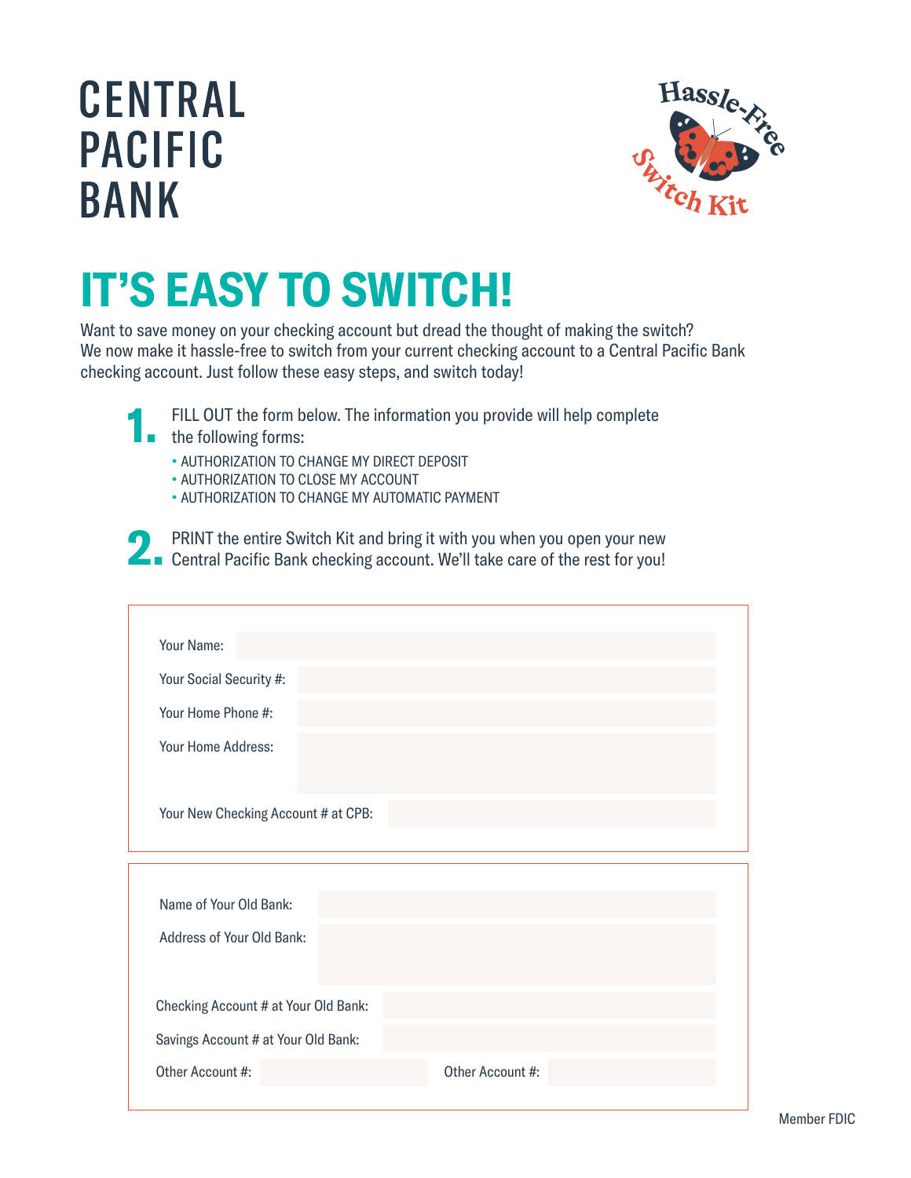# CENTRAL PACIFIC BANK

Hassle-Free Switch Kit

## IT'S EASY TO SWITCH!

Want to save money on your checking account but dread the thought of making the switch? We now make it hassle-free to switch from your current checking account to a Central Pacific Bank checking account. Just follow these easy steps, and switch today!

**1.** FILL OUT the form below. The information you provide will help complete the following forms:

- AUTHORIZATION TO CHANGE MY DIRECT DEPOSIT
- AUTHORIZATION TO CLOSE MY ACCOUNT
- AUTHORIZATION TO CHANGE MY AUTOMATIC PAYMENT

**2.** PRINT the entire Switch Kit and bring it with you when you open your new Central Pacific Bank checking account. We'll take care of the rest for you!

Your Name:

Your Social Security #:

Your Home Phone #:

Your Home Address:

Your New Checking Account # at CPB:

---

Name of Your Old Bank:

Address of Your Old Bank:

Checking Account # at Your Old Bank:

Savings Account # at Your Old Bank:

Other Account #: Other Account #:

Member FDIC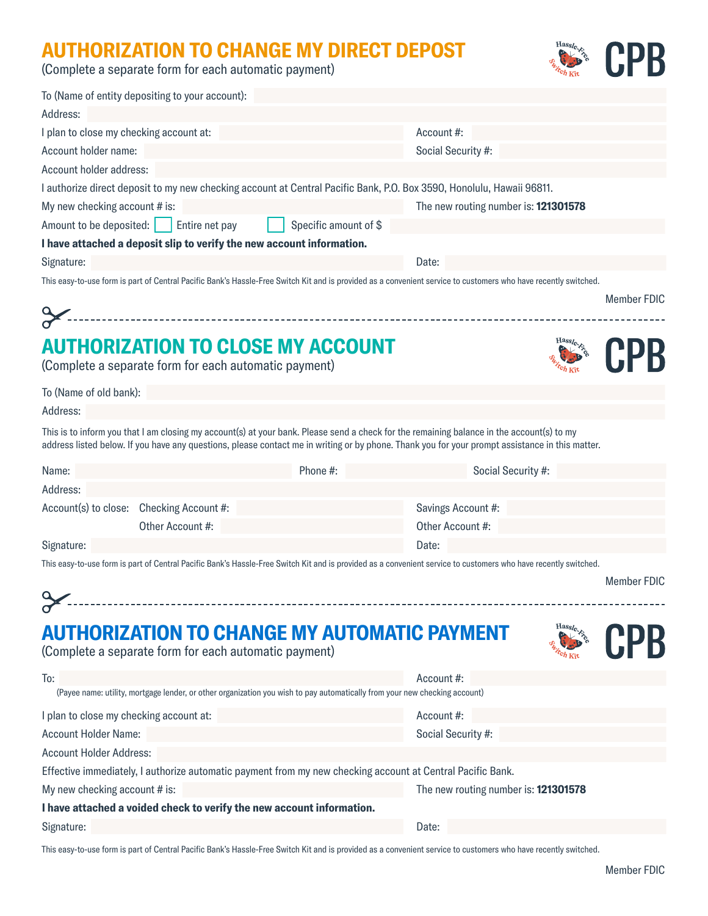## AUTHORIZATION TO CHANGE MY DIRECT DEPOST

(Complete a separate form for each automatic payment)

Hassle-Free Switch Kit

CPB

To (Name of entity depositing to your account):

Address:

I plan to close my checking account at: Account #:

Account holder name: Social Security #:

Account holder address:

I authorize direct deposit to my new checking account at Central Pacific Bank, P.O. Box 3590, Honolulu, Hawaii 96811.

My new checking account # is: The new routing number is: **121301578**

Amount to be deposited: ☐ Entire net pay ☐ Specific amount of $

**I have attached a deposit slip to verify the new account information.**

Signature: Date:

This easy-to-use form is part of Central Pacific Bank's Hassle-Free Switch Kit and is provided as a convenient service to customers who have recently switched.

Member FDIC

---

## AUTHORIZATION TO CLOSE MY ACCOUNT

(Complete a separate form for each automatic payment)

Hassle-Free Switch Kit

CPB

To (Name of old bank):

Address:

This is to inform you that I am closing my account(s) at your bank. Please send a check for the remaining balance in the account(s) to my address listed below. If you have any questions, please contact me in writing or by phone. Thank you for your prompt assistance in this matter.

Name: Phone #: Social Security #:

Address:

Account(s) to close: Checking Account #: Savings Account #:

Other Account #: Other Account #:

Signature: Date:

This easy-to-use form is part of Central Pacific Bank's Hassle-Free Switch Kit and is provided as a convenient service to customers who have recently switched.

Member FDIC

---

## AUTHORIZATION TO CHANGE MY AUTOMATIC PAYMENT

(Complete a separate form for each automatic payment)

Hassle-Free Switch Kit

CPB

To: Account #:

(Payee name: utility, mortgage lender, or other organization you wish to pay automatically from your new checking account)

I plan to close my checking account at: Account #:

Account Holder Name: Social Security #:

Account Holder Address:

Effective immediately, I authorize automatic payment from my new checking account at Central Pacific Bank.

My new checking account # is: The new routing number is: **121301578**

**I have attached a voided check to verify the new account information.**

Signature: Date:

This easy-to-use form is part of Central Pacific Bank's Hassle-Free Switch Kit and is provided as a convenient service to customers who have recently switched.

Member FDIC